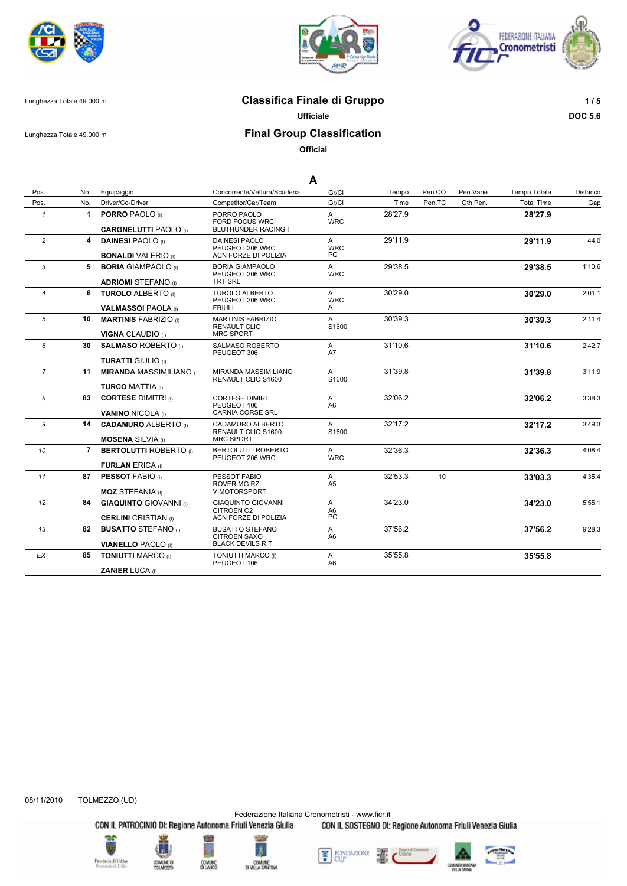Lunghezza Totale 49.000 m

# Classifica Finale di Gruppo

**Ufficiale**

DOC 5.6

Lunghezza Totale 49.000 m

# Final Group Classification

**Official**

## A

| Pos. | No. | Equipaggio / Driver/Co-Driver | Concorrente/Vettura/Scuderia / Competitor/Car/Team | Gr/Cl | Tempo / Time | Pen.CO / Pen.TC | Pen.Varie / Oth.Pen. | Tempo Totale / Total Time | Distacco / Gap |
|---|---|---|---|---|---|---|---|---|---|
| 1 | 1 | **PORRO** PAOLO (I) / **CARGNELUTTI** PAOLO (I) | PORRO PAOLO / FORD FOCUS WRC / BLUTHUNDER RACING I | A / WRC | 28'27.9 | | | **28'27.9** | |
| 2 | 4 | **DAINESI** PAOLO (I) / **BONALDI** VALERIO (I) | DAINESI PAOLO / PEUGEOT 206 WRC / ACN FORZE DI POLIZIA | A / WRC / PC | 29'11.9 | | | **29'11.9** | 44.0 |
| 3 | 5 | **BORIA** GIAMPAOLO (I) / **ADRIOMI** STEFANO (I) | BORIA GIAMPAOLO / PEUGEOT 206 WRC / TRT SRL | A / WRC | 29'38.5 | | | **29'38.5** | 1'10.6 |
| 4 | 6 | **TUROLO** ALBERTO (I) / **VALMASSOI** PAOLA (I) | TUROLO ALBERTO / PEUGEOT 206 WRC / FRIULI | A / WRC / A | 30'29.0 | | | **30'29.0** | 2'01.1 |
| 5 | 10 | **MARTINIS** FABRIZIO (I) / **VIGNA** CLAUDIO (I) | MARTINIS FABRIZIO / RENAULT CLIO / MRC SPORT | A / S1600 | 30'39.3 | | | **30'39.3** | 2'11.4 |
| 6 | 30 | **SALMASO** ROBERTO (I) / **TURATTI** GIULIO (I) | SALMASO ROBERTO / PEUGEOT 306 | A / A7 | 31'10.6 | | | **31'10.6** | 2'42.7 |
| 7 | 11 | **MIRANDA** MASSIMILIANO ( / **TURCO** MATTIA (I) | MIRANDA MASSIMILIANO / RENAULT CLIO S1600 | A / S1600 | 31'39.8 | | | **31'39.8** | 3'11.9 |
| 8 | 83 | **CORTESE** DIMITRI (I) / **VANINO** NICOLA (I) | CORTESE DIMIRI / PEUGEOT 106 / CARNIA CORSE SRL | A / A6 | 32'06.2 | | | **32'06.2** | 3'38.3 |
| 9 | 14 | **CADAMURO** ALBERTO (I) / **MOSENA** SILVIA (I) | CADAMURO ALBERTO / RENAULT CLIO S1600 / MRC SPORT | A / S1600 | 32'17.2 | | | **32'17.2** | 3'49.3 |
| 10 | 7 | **BERTOLUTTI** ROBERTO (I) / **FURLAN** ERICA (I) | BERTOLUTTI ROBERTO / PEUGEOT 206 WRC | A / WRC | 32'36.3 | | | **32'36.3** | 4'08.4 |
| 11 | 87 | **PESSOT** FABIO (I) / **MOZ** STEFANIA (I) | PESSOT FABIO / ROVER MG RZ / VIMOTORSPORT | A / A5 | 32'53.3 | 10 | | **33'03.3** | 4'35.4 |
| 12 | 84 | **GIAQUINTO** GIOVANNI (I) / **CERLINI** CRISTIAN (I) | GIAQUINTO GIOVANNI / CITROEN C2 / ACN FORZE DI POLIZIA | A / A6 / PC | 34'23.0 | | | **34'23.0** | 5'55.1 |
| 13 | 82 | **BUSATTO** STEFANO (I) / **VIANELLO** PAOLO (I) | BUSATTO STEFANO / CITROEN SAXO / BLACK DEVILS R.T. | A / A6 | 37'56.2 | | | **37'56.2** | 9'28.3 |
| EX | 85 | **TONIUTTI** MARCO (I) / **ZANIER** LUCA (I) | TONIUTTI MARCO (I) / PEUGEOT 106 | A / A6 | 35'55.8 | | | **35'55.8** | |

08/11/2010 TOLMEZZO (UD)

Federazione Italiana Cronometristi - www.ficr.it

CON IL PATROCINIO DI: Regione Autonoma Friuli Venezia Giulia — CON IL SOSTEGNO DI: Regione Autonoma Friuli Venezia Giulia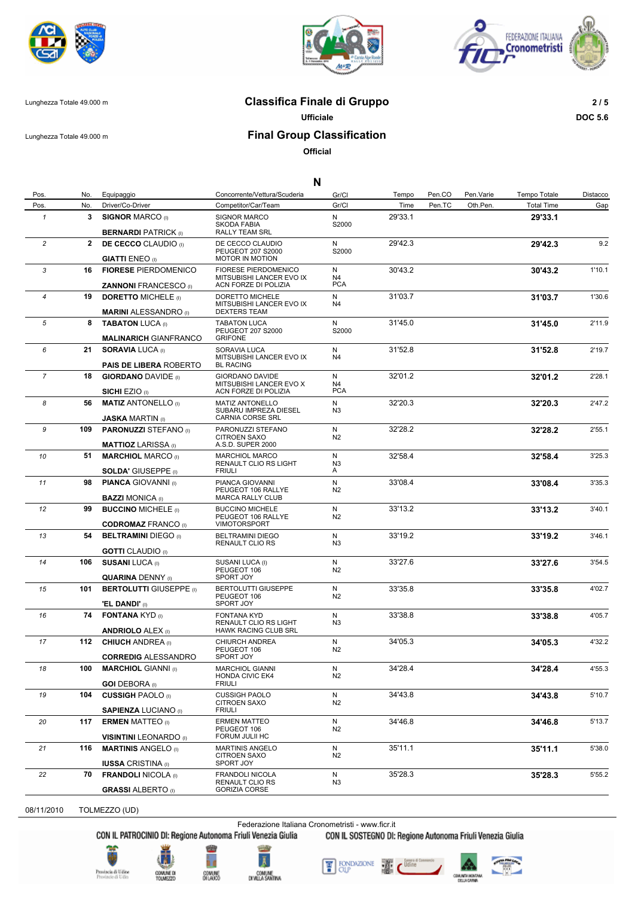Lunghezza Totale 49.000 m

# Classifica Finale di Gruppo

**Ufficiale**

# Final Group Classification

**Official**

**DOC 5.6**

## N

| Pos. | No. | Equipaggio | Concorrente/Vettura/Scuderia | Gr/Cl | Tempo | Pen.CO | Pen.Varie | Tempo Totale | Distacco |
|---|---|---|---|---|---|---|---|---|---|
| Pos. | No. | Driver/Co-Driver | Competitor/Car/Team | Gr/Cl | Time | Pen.TC | Oth.Pen. | Total Time | Gap |
| 1 | 3 | **SIGNOR** MARCO (I) / **BERNARDI** PATRICK (I) | SIGNOR MARCO / SKODA FABIA / RALLY TEAM SRL | N / S2000 | 29'33.1 | | | **29'33.1** | |
| 2 | 2 | **DE CECCO** CLAUDIO (I) / **GIATTI** ENEO (I) | DE CECCO CLAUDIO / PEUGEOT 207 S2000 / MOTOR IN MOTION | N / S2000 | 29'42.3 | | | **29'42.3** | 9.2 |
| 3 | 16 | **FIORESE** PIERDOMENICO / **ZANNONI** FRANCESCO (I) | FIORESE PIERDOMENICO / MITSUBISHI LANCER EVO IX / ACN FORZE DI POLIZIA | N / N4 / PCA | 30'43.2 | | | **30'43.2** | 1'10.1 |
| 4 | 19 | **DORETTO** MICHELE (I) / **MARINI** ALESSANDRO (I) | DORETTO MICHELE / MITSUBISHI LANCER EVO IX / DEXTERS TEAM | N / N4 | 31'03.7 | | | **31'03.7** | 1'30.6 |
| 5 | 8 | **TABATON** LUCA (I) / **MALINARICH** GIANFRANCO | TABATON LUCA / PEUGEOT 207 S2000 / GRIFONE | N / S2000 | 31'45.0 | | | **31'45.0** | 2'11.9 |
| 6 | 21 | **SORAVIA** LUCA (I) / **PAIS DE LIBERA** ROBERTO | SORAVIA LUCA / MITSUBISHI LANCER EVO IX / BL RACING | N / N4 | 31'52.8 | | | **31'52.8** | 2'19.7 |
| 7 | 18 | **GIORDANO** DAVIDE (I) / **SICHI** EZIO (I) | GIORDANO DAVIDE / MITSUBISHI LANCER EVO X / ACN FORZE DI POLIZIA | N / N4 / PCA | 32'01.2 | | | **32'01.2** | 2'28.1 |
| 8 | 56 | **MATIZ** ANTONELLO (I) / **JASKA** MARTIN (I) | MATIZ ANTONELLO / SUBARU IMPREZA DIESEL / CARNIA CORSE SRL | N / N3 | 32'20.3 | | | **32'20.3** | 2'47.2 |
| 9 | 109 | **PARONUZZI** STEFANO (I) / **MATTIOZ** LARISSA (I) | PARONUZZI STEFANO / CITROEN SAXO / A.S.D. SUPER 2000 | N / N2 | 32'28.2 | | | **32'28.2** | 2'55.1 |
| 10 | 51 | **MARCHIOL** MARCO (I) / **SOLDA'** GIUSEPPE (I) | MARCHIOL MARCO / RENAULT CLIO RS LIGHT / FRIULI | N / N3 / A | 32'58.4 | | | **32'58.4** | 3'25.3 |
| 11 | 98 | **PIANCA** GIOVANNI (I) / **BAZZI** MONICA (I) | PIANCA GIOVANNI / PEUGEOT 106 RALLYE / MARCA RALLY CLUB | N / N2 | 33'08.4 | | | **33'08.4** | 3'35.3 |
| 12 | 99 | **BUCCINO** MICHELE (I) / **CODROMAZ** FRANCO (I) | BUCCINO MICHELE / PEUGEOT 106 RALLYE / VIMOTORSPORT | N / N2 | 33'13.2 | | | **33'13.2** | 3'40.1 |
| 13 | 54 | **BELTRAMINI** DIEGO (I) / **GOTTI** CLAUDIO (I) | BELTRAMINI DIEGO / RENAULT CLIO RS | N / N3 | 33'19.2 | | | **33'19.2** | 3'46.1 |
| 14 | 106 | **SUSANI** LUCA (I) / **QUARINA** DENNY (I) | SUSANI LUCA (I) / PEUGEOT 106 / SPORT JOY | N / N2 | 33'27.6 | | | **33'27.6** | 3'54.5 |
| 15 | 101 | **BERTOLUTTI** GIUSEPPE (I) / **'EL DANDI'** (I) | BERTOLUTTI GIUSEPPE / PEUGEOT 106 / SPORT JOY | N / N2 | 33'35.8 | | | **33'35.8** | 4'02.7 |
| 16 | 74 | **FONTANA** KYD (I) / **ANDRIOLO** ALEX (I) | FONTANA KYD / RENAULT CLIO RS LIGHT / HAWK RACING CLUB SRL | N / N3 | 33'38.8 | | | **33'38.8** | 4'05.7 |
| 17 | 112 | **CHIUCH** ANDREA (I) / **CORREDIG** ALESSANDRO | CHIURCH ANDREA / PEUGEOT 106 / SPORT JOY | N / N2 | 34'05.3 | | | **34'05.3** | 4'32.2 |
| 18 | 100 | **MARCHIOL** GIANNI (I) / **GOI** DEBORA (I) | MARCHIOL GIANNI / HONDA CIVIC EK4 / FRIULI | N / N2 | 34'28.4 | | | **34'28.4** | 4'55.3 |
| 19 | 104 | **CUSSIGH** PAOLO (I) / **SAPIENZA** LUCIANO (I) | CUSSIGH PAOLO / CITROEN SAXO / FRIULI | N / N2 | 34'43.8 | | | **34'43.8** | 5'10.7 |
| 20 | 117 | **ERMEN** MATTEO (I) / **VISINTINI** LEONARDO (I) | ERMEN MATTEO / PEUGEOT 106 / FORUM JULII HC | N / N2 | 34'46.8 | | | **34'46.8** | 5'13.7 |
| 21 | 116 | **MARTINIS** ANGELO (I) / **IUSSA** CRISTINA (I) | MARTINIS ANGELO / CITROEN SAXO / SPORT JOY | N / N2 | 35'11.1 | | | **35'11.1** | 5'38.0 |
| 22 | 70 | **FRANDOLI** NICOLA (I) / **GRASSI** ALBERTO (I) | FRANDOLI NICOLA / RENAULT CLIO RS / GORIZIA CORSE | N / N3 | 35'28.3 | | | **35'28.3** | 5'55.2 |

08/11/2010 TOLMEZZO (UD)

Federazione Italiana Cronometristi - www.ficr.it

CON IL PATROCINIO DI: Regione Autonoma Friuli Venezia Giulia CON IL SOSTEGNO DI: Regione Autonoma Friuli Venezia Giulia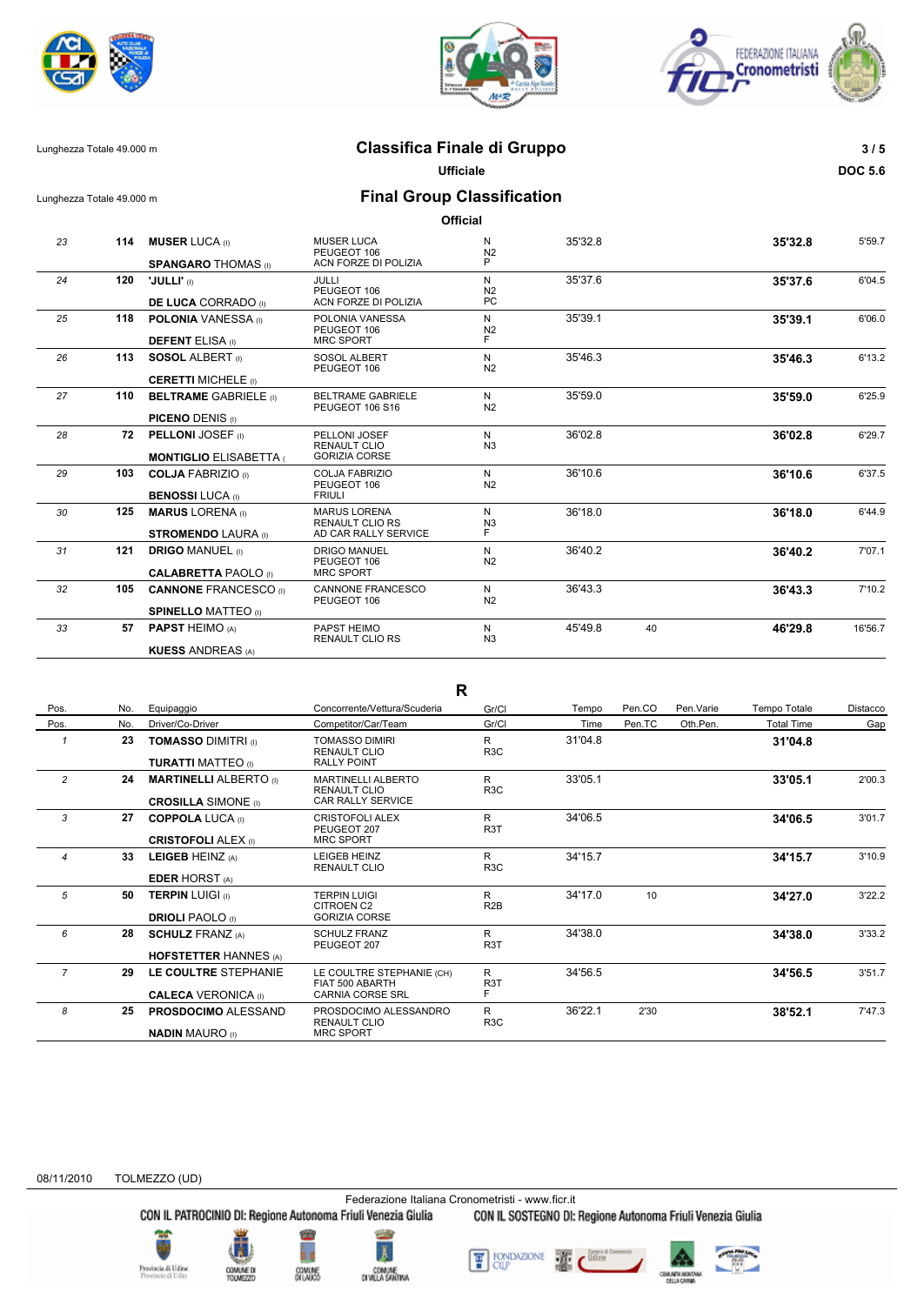Lunghezza Totale 49.000 m

# Classifica Finale di Gruppo

**Ufficiale**

DOC 5.6

Lunghezza Totale 49.000 m

# Final Group Classification

**Official**

| Pos. | No. | Equipaggio | Concorrente/Vettura/Scuderia | Gr/Cl | Tempo | Pen.CO | Pen.Varie | Tempo Totale | Distacco |
|---|---|---|---|---|---|---|---|---|---|
| 23 | 114 | **MUSER** LUCA (I) / **SPANGARO** THOMAS (I) | MUSER LUCA / PEUGEOT 106 / ACN FORZE DI POLIZIA | N / N2 / P | 35'32.8 | | | **35'32.8** | 5'59.7 |
| 24 | 120 | **'JULLI'** (I) / **DE LUCA** CORRADO (I) | JULLI / PEUGEOT 106 / ACN FORZE DI POLIZIA | N / N2 / PC | 35'37.6 | | | **35'37.6** | 6'04.5 |
| 25 | 118 | **POLONIA** VANESSA (I) / **DEFENT** ELISA (I) | POLONIA VANESSA / PEUGEOT 106 / MRC SPORT | N / N2 / F | 35'39.1 | | | **35'39.1** | 6'06.0 |
| 26 | 113 | **SOSOL** ALBERT (I) / **CERETTI** MICHELE (I) | SOSOL ALBERT / PEUGEOT 106 | N / N2 | 35'46.3 | | | **35'46.3** | 6'13.2 |
| 27 | 110 | **BELTRAME** GABRIELE (I) / **PICENO** DENIS (I) | BELTRAME GABRIELE / PEUGEOT 106 S16 | N / N2 | 35'59.0 | | | **35'59.0** | 6'25.9 |
| 28 | 72 | **PELLONI** JOSEF (I) / **MONTIGLIO** ELISABETTA ( | PELLONI JOSEF / RENAULT CLIO / GORIZIA CORSE | N / N3 | 36'02.8 | | | **36'02.8** | 6'29.7 |
| 29 | 103 | **COLJA** FABRIZIO (I) / **BENOSSI** LUCA (I) | COLJA FABRIZIO / PEUGEOT 106 / FRIULI | N / N2 | 36'10.6 | | | **36'10.6** | 6'37.5 |
| 30 | 125 | **MARUS** LORENA (I) / **STROMENDO** LAURA (I) | MARUS LORENA / RENAULT CLIO RS / AD CAR RALLY SERVICE | N / N3 / F | 36'18.0 | | | **36'18.0** | 6'44.9 |
| 31 | 121 | **DRIGO** MANUEL (I) / **CALABRETTA** PAOLO (I) | DRIGO MANUEL / PEUGEOT 106 / MRC SPORT | N / N2 | 36'40.2 | | | **36'40.2** | 7'07.1 |
| 32 | 105 | **CANNONE** FRANCESCO (I) / **SPINELLO** MATTEO (I) | CANNONE FRANCESCO / PEUGEOT 106 | N / N2 | 36'43.3 | | | **36'43.3** | 7'10.2 |
| 33 | 57 | **PAPST** HEIMO (A) / **KUESS** ANDREAS (A) | PAPST HEIMO / RENAULT CLIO RS | N / N3 | 45'49.8 | 40 | | **46'29.8** | 16'56.7 |

## R

| Pos. | No. | Equipaggio / Driver/Co-Driver | Concorrente/Vettura/Scuderia / Competitor/Car/Team | Gr/Cl | Tempo / Time | Pen.CO / Pen.TC | Pen.Varie / Oth.Pen. | Tempo Totale / Total Time | Distacco / Gap |
|---|---|---|---|---|---|---|---|---|---|
| 1 | 23 | **TOMASSO** DIMITRI (I) / **TURATTI** MATTEO (I) | TOMASSO DIMIRI / RENAULT CLIO / RALLY POINT | R / R3C | 31'04.8 | | | **31'04.8** | |
| 2 | 24 | **MARTINELLI** ALBERTO (I) / **CROSILLA** SIMONE (I) | MARTINELLI ALBERTO / RENAULT CLIO / CAR RALLY SERVICE | R / R3C | 33'05.1 | | | **33'05.1** | 2'00.3 |
| 3 | 27 | **COPPOLA** LUCA (I) / **CRISTOFOLI** ALEX (I) | CRISTOFOLI ALEX / PEUGEOT 207 / MRC SPORT | R / R3T | 34'06.5 | | | **34'06.5** | 3'01.7 |
| 4 | 33 | **LEIGEB** HEINZ (A) / **EDER** HORST (A) | LEIGEB HEINZ / RENAULT CLIO | R / R3C | 34'15.7 | | | **34'15.7** | 3'10.9 |
| 5 | 50 | **TERPIN** LUIGI (I) / **DRIOLI** PAOLO (I) | TERPIN LUIGI / CITROEN C2 / GORIZIA CORSE | R / R2B | 34'17.0 | 10 | | **34'27.0** | 3'22.2 |
| 6 | 28 | **SCHULZ** FRANZ (A) / **HOFSTETTER** HANNES (A) | SCHULZ FRANZ / PEUGEOT 207 | R / R3T | 34'38.0 | | | **34'38.0** | 3'33.2 |
| 7 | 29 | **LE COULTRE** STEPHANIE / **CALECA** VERONICA (I) | LE COULTRE STEPHANIE (CH) / FIAT 500 ABARTH / CARNIA CORSE SRL | R / R3T / F | 34'56.5 | | | **34'56.5** | 3'51.7 |
| 8 | 25 | **PROSDOCIMO** ALESSAND / **NADIN** MAURO (I) | PROSDOCIMO ALESSANDRO / RENAULT CLIO / MRC SPORT | R / R3C | 36'22.1 | 2'30 | | **38'52.1** | 7'47.3 |

08/11/2010 TOLMEZZO (UD)

Federazione Italiana Cronometristi - www.ficr.it

CON IL PATROCINIO DI: Regione Autonoma Friuli Venezia Giulia — CON IL SOSTEGNO DI: Regione Autonoma Friuli Venezia Giulia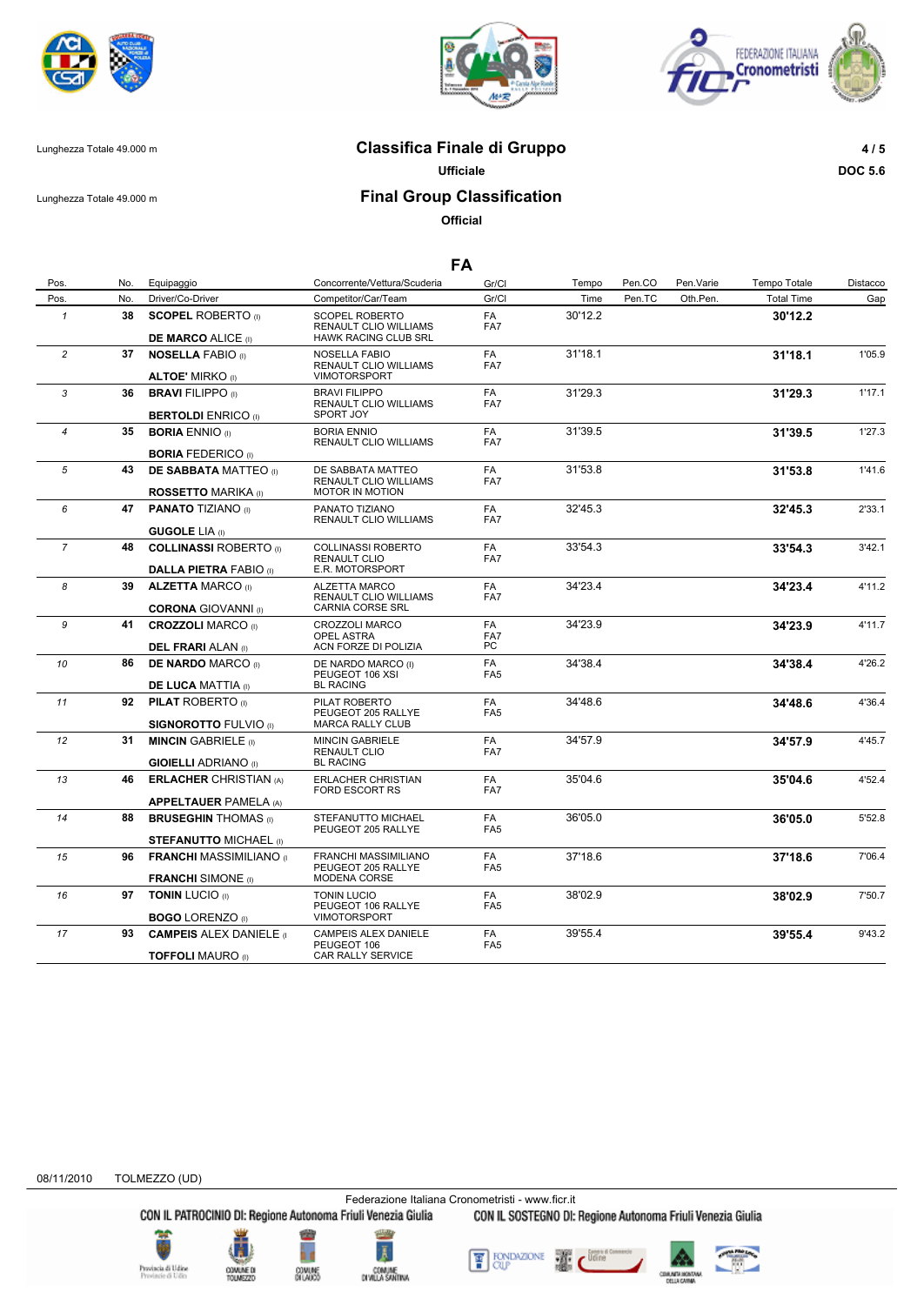Lunghezza Totale 49.000 m

# Classifica Finale di Gruppo

**Ufficiale**

Lunghezza Totale 49.000 m

# Final Group Classification

**Official**

DOC 5.6

## FA

| Pos. | No. | Equipaggio / Driver/Co-Driver | Concorrente/Vettura/Scuderia / Competitor/Car/Team | Gr/Cl | Tempo / Time | Pen.CO / Pen.TC | Pen.Varie / Oth.Pen. | Tempo Totale / Total Time | Distacco / Gap |
|---|---|---|---|---|---|---|---|---|---|
| 1 | 38 | **SCOPEL** ROBERTO (I) / **DE MARCO** ALICE (I) | SCOPEL ROBERTO / RENAULT CLIO WILLIAMS / HAWK RACING CLUB SRL | FA / FA7 | 30'12.2 | | | **30'12.2** | |
| 2 | 37 | **NOSELLA** FABIO (I) / **ALTOE'** MIRKO (I) | NOSELLA FABIO / RENAULT CLIO WILLIAMS / VIMOTORSPORT | FA / FA7 | 31'18.1 | | | **31'18.1** | 1'05.9 |
| 3 | 36 | **BRAVI** FILIPPO (I) / **BERTOLDI** ENRICO (I) | BRAVI FILIPPO / RENAULT CLIO WILLIAMS / SPORT JOY | FA / FA7 | 31'29.3 | | | **31'29.3** | 1'17.1 |
| 4 | 35 | **BORIA** ENNIO (I) / **BORIA** FEDERICO (I) | BORIA ENNIO / RENAULT CLIO WILLIAMS | FA / FA7 | 31'39.5 | | | **31'39.5** | 1'27.3 |
| 5 | 43 | **DE SABBATA** MATTEO (I) / **ROSSETTO** MARIKA (I) | DE SABBATA MATTEO / RENAULT CLIO WILLIAMS / MOTOR IN MOTION | FA / FA7 | 31'53.8 | | | **31'53.8** | 1'41.6 |
| 6 | 47 | **PANATO** TIZIANO (I) / **GUGOLE** LIA (I) | PANATO TIZIANO / RENAULT CLIO WILLIAMS | FA / FA7 | 32'45.3 | | | **32'45.3** | 2'33.1 |
| 7 | 48 | **COLLINASSI** ROBERTO (I) / **DALLA PIETRA** FABIO (I) | COLLINASSI ROBERTO / RENAULT CLIO / E.R. MOTORSPORT | FA / FA7 | 33'54.3 | | | **33'54.3** | 3'42.1 |
| 8 | 39 | **ALZETTA** MARCO (I) / **CORONA** GIOVANNI (I) | ALZETTA MARCO / RENAULT CLIO WILLIAMS / CARNIA CORSE SRL | FA / FA7 | 34'23.4 | | | **34'23.4** | 4'11.2 |
| 9 | 41 | **CROZZOLI** MARCO (I) / **DEL FRARI** ALAN (I) | CROZZOLI MARCO / OPEL ASTRA / ACN FORZE DI POLIZIA | FA / FA7 / PC | 34'23.9 | | | **34'23.9** | 4'11.7 |
| 10 | 86 | **DE NARDO** MARCO (I) / **DE LUCA** MATTIA (I) | DE NARDO MARCO (I) / PEUGEOT 106 XSI / BL RACING | FA / FA5 | 34'38.4 | | | **34'38.4** | 4'26.2 |
| 11 | 92 | **PILAT** ROBERTO (I) / **SIGNOROTTO** FULVIO (I) | PILAT ROBERTO / PEUGEOT 205 RALLYE / MARCA RALLY CLUB | FA / FA5 | 34'48.6 | | | **34'48.6** | 4'36.4 |
| 12 | 31 | **MINCIN** GABRIELE (I) / **GIOIELLI** ADRIANO (I) | MINCIN GABRIELE / RENAULT CLIO / BL RACING | FA / FA7 | 34'57.9 | | | **34'57.9** | 4'45.7 |
| 13 | 46 | **ERLACHER** CHRISTIAN (A) / **APPELTAUER** PAMELA (A) | ERLACHER CHRISTIAN / FORD ESCORT RS | FA / FA7 | 35'04.6 | | | **35'04.6** | 4'52.4 |
| 14 | 88 | **BRUSEGHIN** THOMAS (I) / **STEFANUTTO** MICHAEL (I) | STEFANUTTO MICHAEL / PEUGEOT 205 RALLYE | FA / FA5 | 36'05.0 | | | **36'05.0** | 5'52.8 |
| 15 | 96 | **FRANCHI** MASSIMILIANO (I) / **FRANCHI** SIMONE (I) | FRANCHI MASSIMILIANO / PEUGEOT 205 RALLYE / MODENA CORSE | FA / FA5 | 37'18.6 | | | **37'18.6** | 7'06.4 |
| 16 | 97 | **TONIN** LUCIO (I) / **BOGO** LORENZO (I) | TONIN LUCIO / PEUGEOT 106 RALLYE / VIMOTORSPORT | FA / FA5 | 38'02.9 | | | **38'02.9** | 7'50.7 |
| 17 | 93 | **CAMPEIS** ALEX DANIELE (I) / **TOFFOLI** MAURO (I) | CAMPEIS ALEX DANIELE / PEUGEOT 106 / CAR RALLY SERVICE | FA / FA5 | 39'55.4 | | | **39'55.4** | 9'43.2 |

08/11/2010 TOLMEZZO (UD)

Federazione Italiana Cronometristi - www.ficr.it

CON IL PATROCINIO DI: Regione Autonoma Friuli Venezia Giulia — CON IL SOSTEGNO DI: Regione Autonoma Friuli Venezia Giulia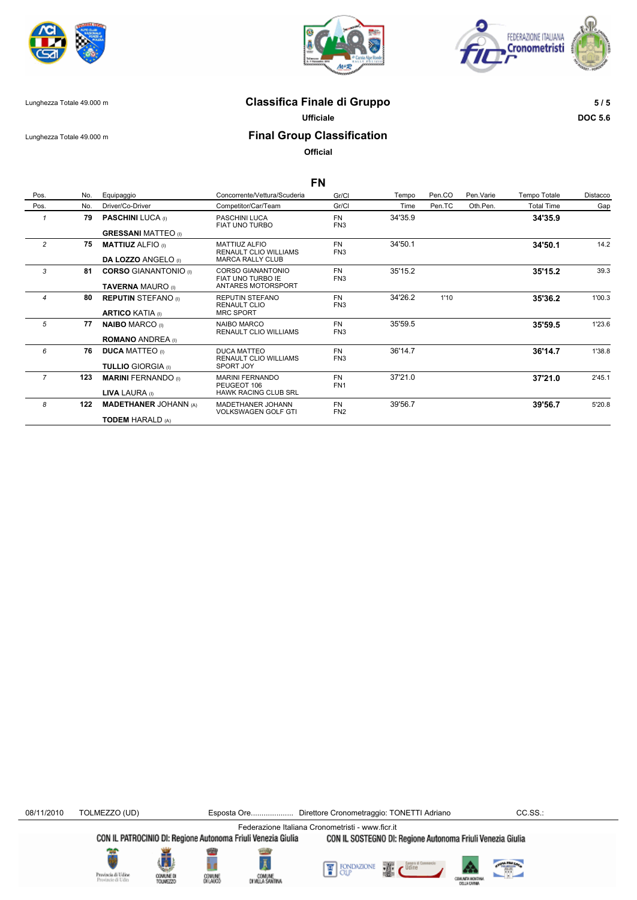Lunghezza Totale 49.000 m

# Classifica Finale di Gruppo

**Ufficiale**

DOC 5.6

Lunghezza Totale 49.000 m

# Final Group Classification

**Official**

## FN

| Pos. | No. | Equipaggio | Concorrente/Vettura/Scuderia | Gr/Cl | Tempo | Pen.CO | Pen.Varie | Tempo Totale | Distacco |
|---|---|---|---|---|---|---|---|---|---|
| Pos. | No. | Driver/Co-Driver | Competitor/Car/Team | Gr/Cl | Time | Pen.TC | Oth.Pen. | Total Time | Gap |
| 1 | 79 | **PASCHINI** LUCA (I) / **GRESSANI** MATTEO (I) | PASCHINI LUCA / FIAT UNO TURBO | FN / FN3 | 34'35.9 | | | **34'35.9** | |
| 2 | 75 | **MATTIUZ** ALFIO (I) / **DA LOZZO** ANGELO (I) | MATTIUZ ALFIO / RENAULT CLIO WILLIAMS / MARCA RALLY CLUB | FN / FN3 | 34'50.1 | | | **34'50.1** | 14.2 |
| 3 | 81 | **CORSO** GIANANTONIO (I) / **TAVERNA** MAURO (I) | CORSO GIANANTONIO / FIAT UNO TURBO IE / ANTARES MOTORSPORT | FN / FN3 | 35'15.2 | | | **35'15.2** | 39.3 |
| 4 | 80 | **REPUTIN** STEFANO (I) / **ARTICO** KATIA (I) | REPUTIN STEFANO / RENAULT CLIO / MRC SPORT | FN / FN3 | 34'26.2 | 1'10 | | **35'36.2** | 1'00.3 |
| 5 | 77 | **NAIBO** MARCO (I) / **ROMANO** ANDREA (I) | NAIBO MARCO / RENAULT CLIO WILLIAMS | FN / FN3 | 35'59.5 | | | **35'59.5** | 1'23.6 |
| 6 | 76 | **DUCA** MATTEO (I) / **TULLIO** GIORGIA (I) | DUCA MATTEO / RENAULT CLIO WILLIAMS / SPORT JOY | FN / FN3 | 36'14.7 | | | **36'14.7** | 1'38.8 |
| 7 | 123 | **MARINI** FERNANDO (I) / **LIVA** LAURA (I) | MARINI FERNANDO / PEUGEOT 106 / HAWK RACING CLUB SRL | FN / FN1 | 37'21.0 | | | **37'21.0** | 2'45.1 |
| 8 | 122 | **MADETHANER** JOHANN (A) / **TODEM** HARALD (A) | MADETHANER JOHANN / VOLKSWAGEN GOLF GTI | FN / FN2 | 39'56.7 | | | **39'56.7** | 5'20.8 |

08/11/2010 TOLMEZZO (UD) Esposta Ore.................... Direttore Cronometraggio: TONETTI Adriano CC.SS.:

Federazione Italiana Cronometristi - www.ficr.it

CON IL PATROCINIO DI: Regione Autonoma Friuli Venezia Giulia CON IL SOSTEGNO DI: Regione Autonoma Friuli Venezia Giulia